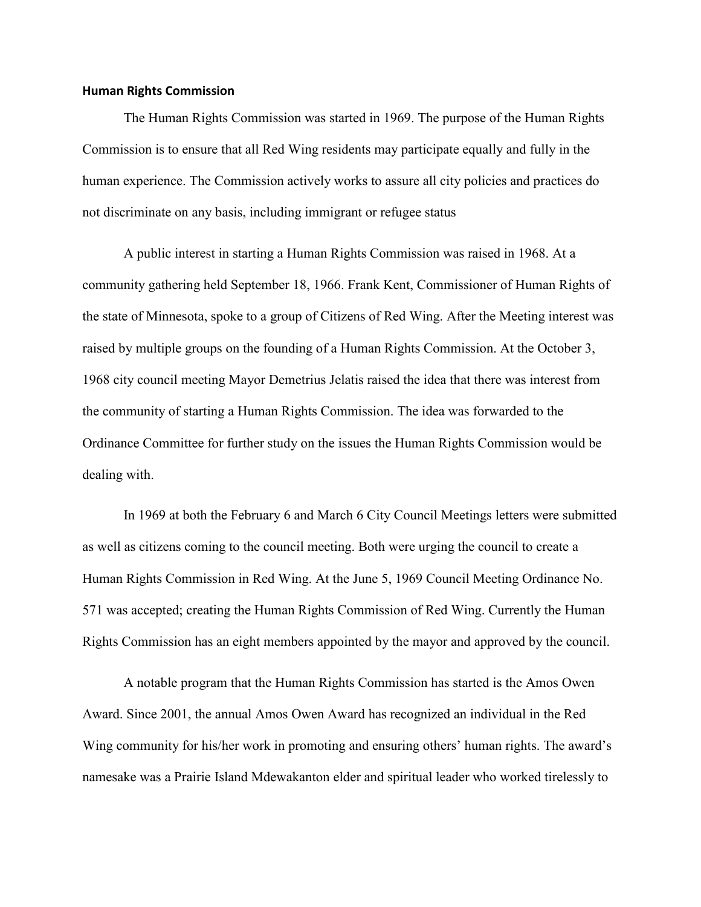**Human Rights Commission**

The Human Rights Commission was started in 1969. The purpose of the Human Rights Commission is to ensure that all Red Wing residents may participate equally and fully in the human experience. The Commission actively works to assure all city policies and practices do not discriminate on any basis, including immigrant or refugee status

A public interest in starting a Human Rights Commission was raised in 1968. At a community gathering held September 18, 1966. Frank Kent, Commissioner of Human Rights of the state of Minnesota, spoke to a group of Citizens of Red Wing. After the Meeting interest was raised by multiple groups on the founding of a Human Rights Commission. At the October 3, 1968 city council meeting Mayor Demetrius Jelatis raised the idea that there was interest from the community of starting a Human Rights Commission. The idea was forwarded to the Ordinance Committee for further study on the issues the Human Rights Commission would be dealing with.

In 1969 at both the February 6 and March 6 City Council Meetings letters were submitted as well as citizens coming to the council meeting. Both were urging the council to create a Human Rights Commission in Red Wing. At the June 5, 1969 Council Meeting Ordinance No. 571 was accepted; creating the Human Rights Commission of Red Wing. Currently the Human Rights Commission has an eight members appointed by the mayor and approved by the council.

A notable program that the Human Rights Commission has started is the Amos Owen Award. Since 2001, the annual Amos Owen Award has recognized an individual in the Red Wing community for his/her work in promoting and ensuring others' human rights. The award's namesake was a Prairie Island Mdewakanton elder and spiritual leader who worked tirelessly to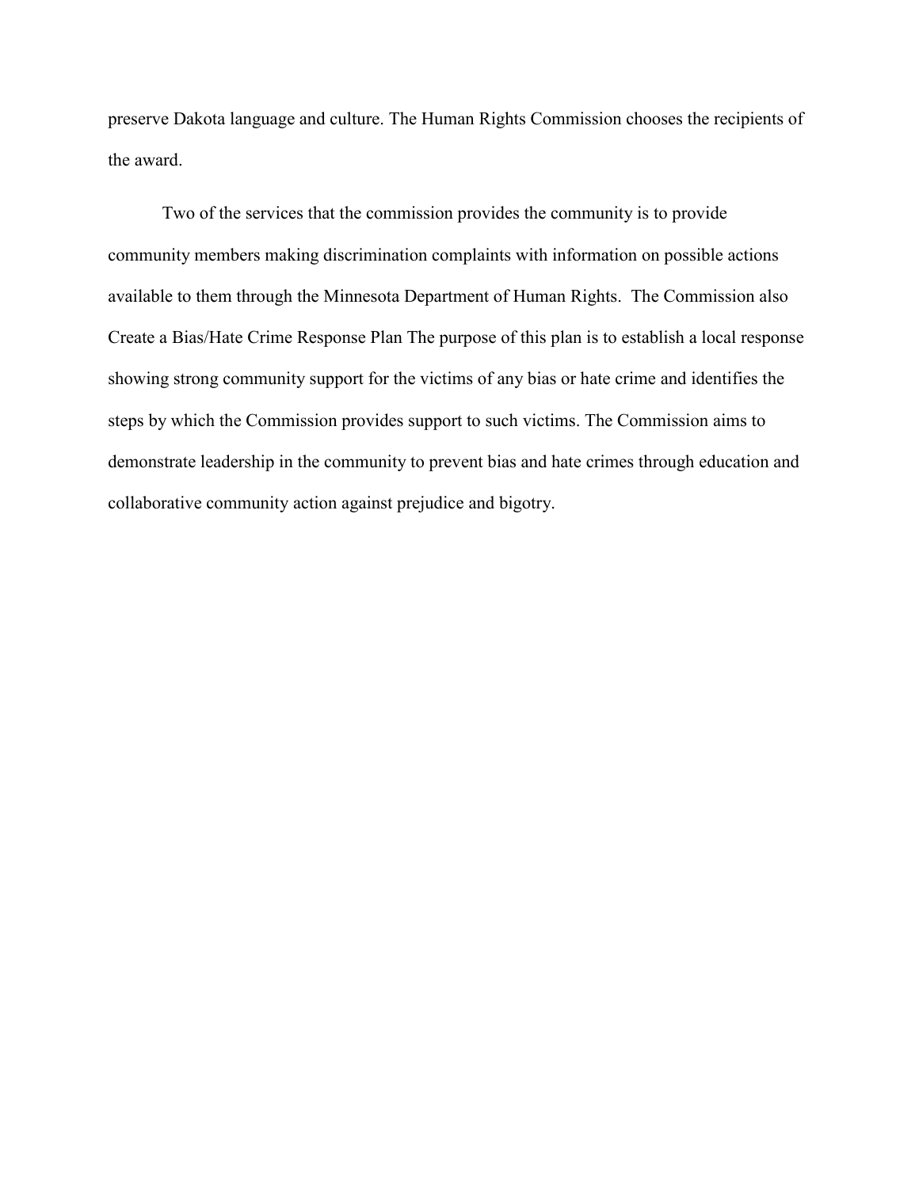preserve Dakota language and culture. The Human Rights Commission chooses the recipients of the award.

Two of the services that the commission provides the community is to provide community members making discrimination complaints with information on possible actions available to them through the Minnesota Department of Human Rights. The Commission also Create a Bias/Hate Crime Response Plan The purpose of this plan is to establish a local response showing strong community support for the victims of any bias or hate crime and identifies the steps by which the Commission provides support to such victims. The Commission aims to demonstrate leadership in the community to prevent bias and hate crimes through education and collaborative community action against prejudice and bigotry.